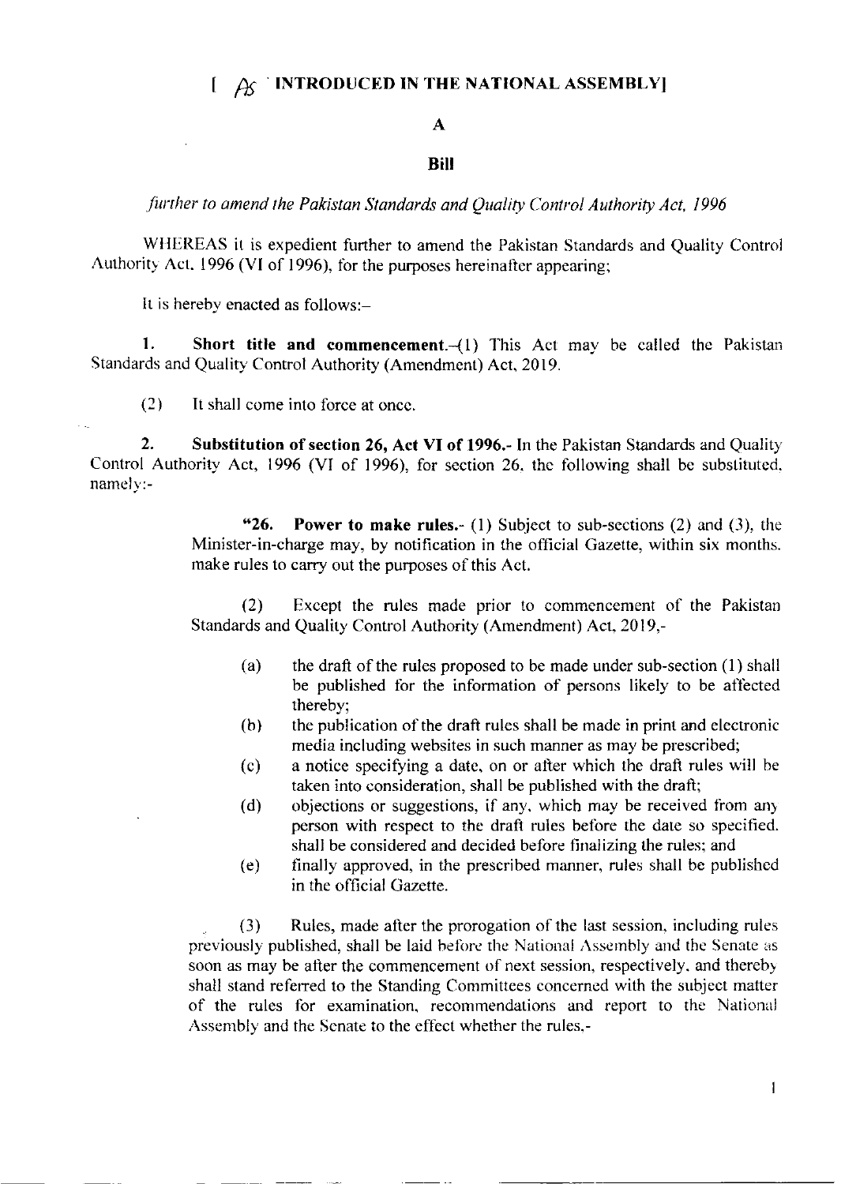**[ AS INTRODUCED IN THE NATIONAL ASSEMBLY]**

**A**

**Bill**

*further to amend the Pakistan Standards and Quality Control Authority Act, 1996*

WHEREAS it is expedient further to amend the Pakistan Standards and Quality Control Authority Act, 1996 (VI of 1996), for the purposes hereinafter appearing;

It is hereby enacted as follows:–

**1. Short title and commencement.**–(1) This Act may be called the Pakistan Standards and Quality Control Authority (Amendment) Act, 2019.

(2) It shall come into force at once.

**2. Substitution of section 26, Act VI of 1996.**- In the Pakistan Standards and Quality Control Authority Act, 1996 (VI of 1996), for section 26, the following shall be substituted, namely:-

> "**26. Power to make rules.**- (1) Subject to sub-sections (2) and (3), the Minister-in-charge may, by notification in the official Gazette, within six months, make rules to carry out the purposes of this Act.
>
> (2) Except the rules made prior to commencement of the Pakistan Standards and Quality Control Authority (Amendment) Act, 2019,-
>
> (a) the draft of the rules proposed to be made under sub-section (1) shall be published for the information of persons likely to be affected thereby;
>
> (b) the publication of the draft rules shall be made in print and electronic media including websites in such manner as may be prescribed;
>
> (c) a notice specifying a date, on or after which the draft rules will be taken into consideration, shall be published with the draft;
>
> (d) objections or suggestions, if any, which may be received from any person with respect to the draft rules before the date so specified, shall be considered and decided before finalizing the rules; and
>
> (e) finally approved, in the prescribed manner, rules shall be published in the official Gazette.
>
> (3) Rules, made after the prorogation of the last session, including rules previously published, shall be laid before the National Assembly and the Senate as soon as may be after the commencement of next session, respectively, and thereby shall stand referred to the Standing Committees concerned with the subject matter of the rules for examination, recommendations and report to the National Assembly and the Senate to the effect whether the rules,-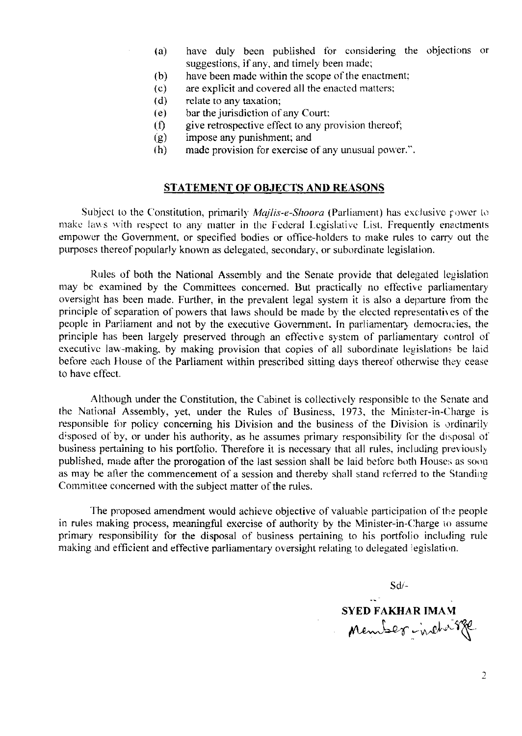(a) have duly been published for considering the objections or suggestions, if any, and timely been made;
(b) have been made within the scope of the enactment;
(c) are explicit and covered all the enacted matters;
(d) relate to any taxation;
(e) bar the jurisdiction of any Court;
(f) give retrospective effect to any provision thereof;
(g) impose any punishment; and
(h) made provision for exercise of any unusual power.".

## STATEMENT OF OBJECTS AND REASONS

Subject to the Constitution, primarily *Majlis-e-Shoora* (Parliament) has exclusive power to make laws with respect to any matter in the Federal Legislative List. Frequently enactments empower the Government, or specified bodies or office-holders to make rules to carry out the purposes thereof popularly known as delegated, secondary, or subordinate legislation.

Rules of both the National Assembly and the Senate provide that delegated legislation may be examined by the Committees concerned. But practically no effective parliamentary oversight has been made. Further, in the prevalent legal system it is also a departure from the principle of separation of powers that laws should be made by the elected representatives of the people in Parliament and not by the executive Government. In parliamentary democracies, the principle has been largely preserved through an effective system of parliamentary control of executive law-making, by making provision that copies of all subordinate legislations be laid before each House of the Parliament within prescribed sitting days thereof otherwise they cease to have effect.

Although under the Constitution, the Cabinet is collectively responsible to the Senate and the National Assembly, yet, under the Rules of Business, 1973, the Minister-in-Charge is responsible for policy concerning his Division and the business of the Division is ordinarily disposed of by, or under his authority, as he assumes primary responsibility for the disposal of business pertaining to his portfolio. Therefore it is necessary that all rules, including previously published, made after the prorogation of the last session shall be laid before both Houses as soon as may be after the commencement of a session and thereby shall stand referred to the Standing Committee concerned with the subject matter of the rules.

The proposed amendment would achieve objective of valuable participation of the people in rules making process, meaningful exercise of authority by the Minister-in-Charge to assume primary responsibility for the disposal of business pertaining to his portfolio including rule making and efficient and effective parliamentary oversight relating to delegated legislation.

Sd/-

**SYED FAKHAR IMAM**
Member-incharge